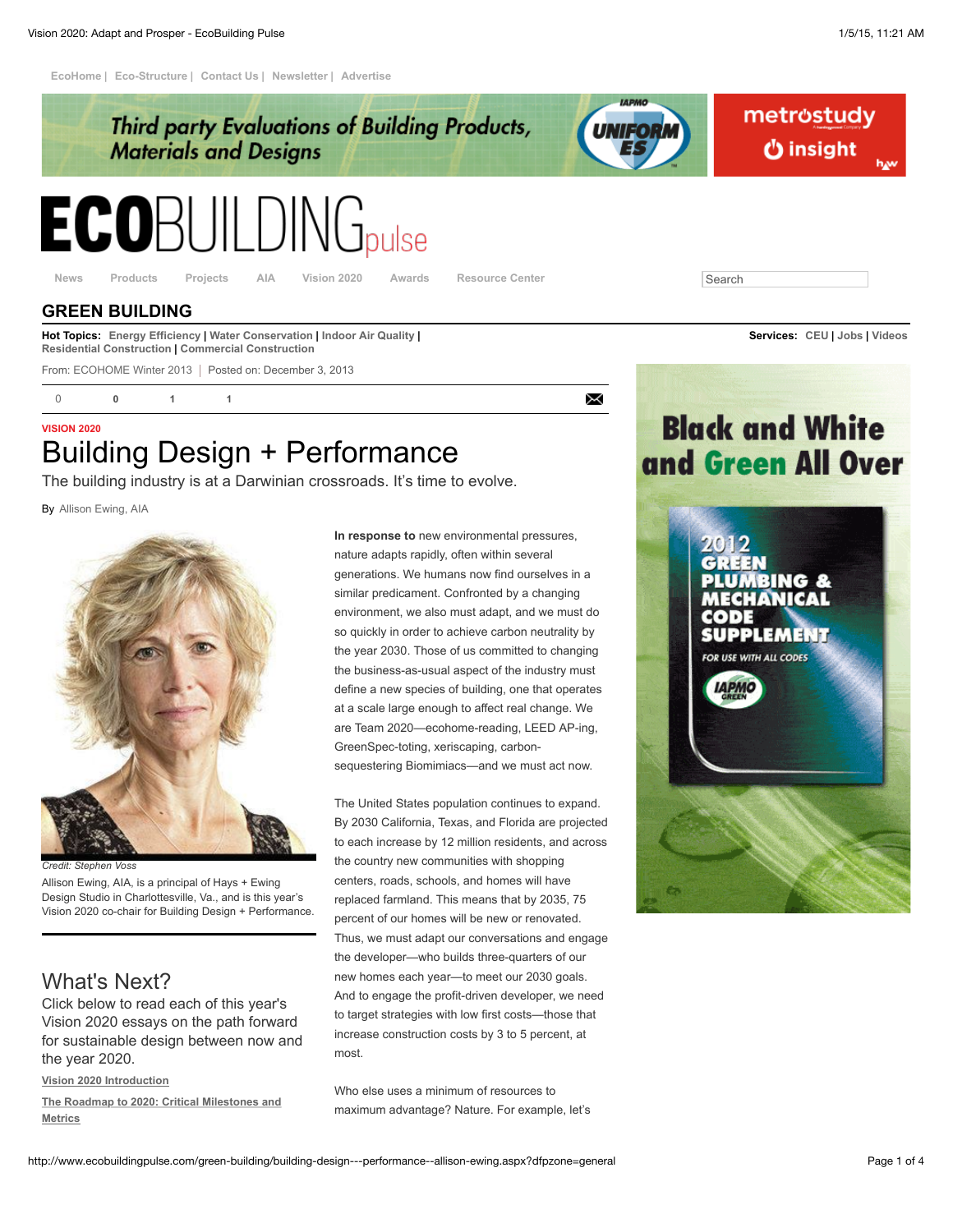EcoHome | Eco-Structure | Contact Us | Newsletter | Advertise

News Products Projects AIA Vision 2020 Awards Resource Center

## GREEN BUILDING

**Hot Topics:** Energy Efficiency | Water Conservation | Indoor Air Quality | Residential Construction | Commercial Construction

**Services:** CEU | Jobs | Videos

From: ECOHOME Winter 2013 | Posted on: December 3, 2013

VISION 2020

# Building Design + Performance

The building industry is at a Darwinian crossroads. It's time to evolve.

By Allison Ewing, AIA

*Credit: Stephen Voss*

Allison Ewing, AIA, is a principal of Hays + Ewing Design Studio in Charlottesville, Va., and is this year's Vision 2020 co-chair for Building Design + Performance.

**In response to** new environmental pressures, nature adapts rapidly, often within several generations. We humans now find ourselves in a similar predicament. Confronted by a changing environment, we also must adapt, and we must do so quickly in order to achieve carbon neutrality by the year 2030. Those of us committed to changing the business-as-usual aspect of the industry must define a new species of building, one that operates at a scale large enough to affect real change. We are Team 2020—ecohome-reading, LEED AP-ing, GreenSpec-toting, xeriscaping, carbon-sequestering Biomimiacs—and we must act now.

The United States population continues to expand. By 2030 California, Texas, and Florida are projected to each increase by 12 million residents, and across the country new communities with shopping centers, roads, schools, and homes will have replaced farmland. This means that by 2035, 75 percent of our homes will be new or renovated. Thus, we must adapt our conversations and engage the developer—who builds three-quarters of our new homes each year—to meet our 2030 goals. And to engage the profit-driven developer, we need to target strategies with low first costs—those that increase construction costs by 3 to 5 percent, at most.

Who else uses a minimum of resources to maximum advantage? Nature. For example, let's

## What's Next?

Click below to read each of this year's Vision 2020 essays on the path forward for sustainable design between now and the year 2020.

Vision 2020 Introduction

The Roadmap to 2020: Critical Milestones and Metrics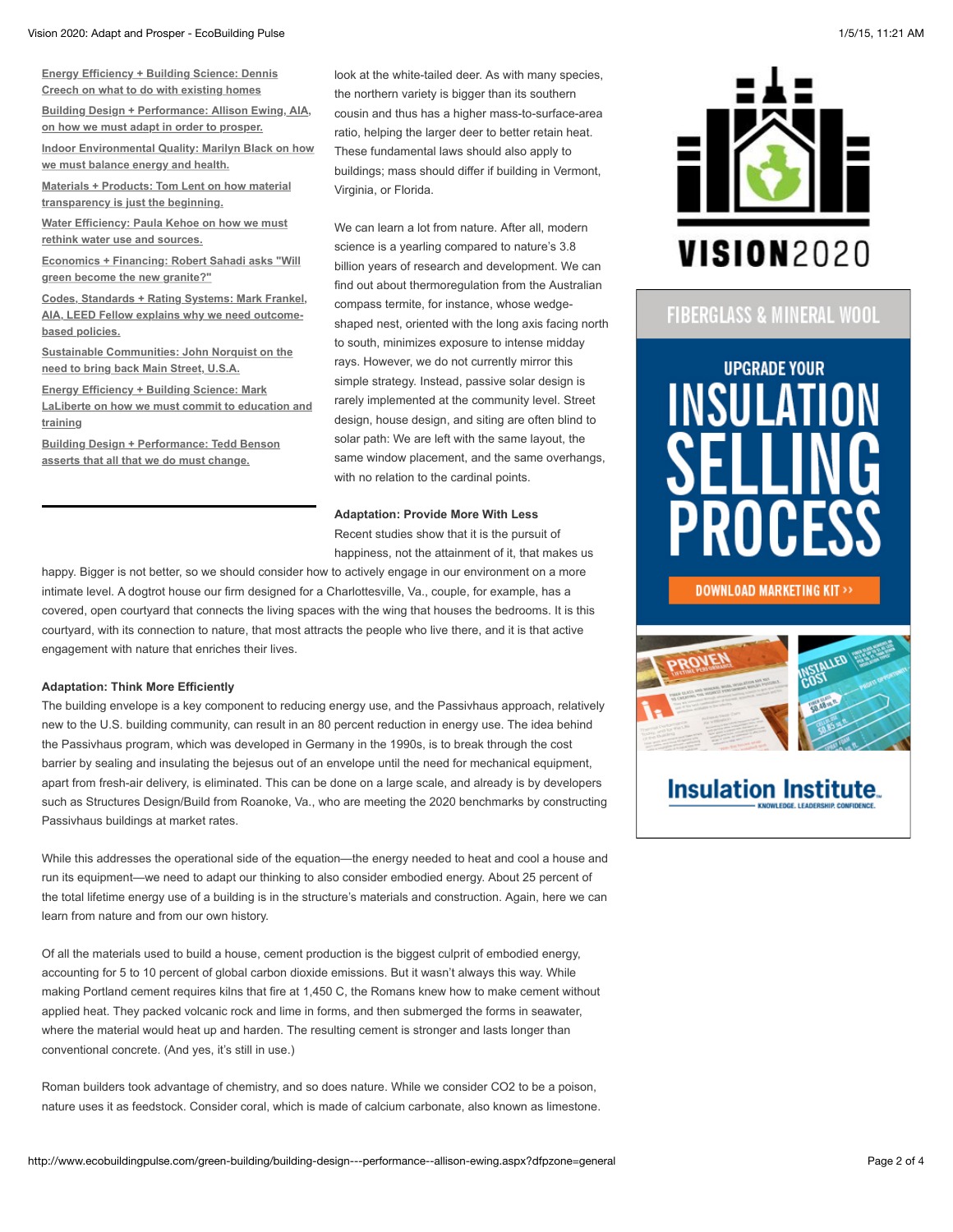[Energy Efficiency + Building Science: Dennis Creech on what to do with existing homes]

[Building Design + Performance: Allison Ewing, AIA, on how we must adapt in order to prosper.]

[Indoor Environmental Quality: Marilyn Black on how we must balance energy and health.]

[Materials + Products: Tom Lent on how material transparency is just the beginning.]

[Water Efficiency: Paula Kehoe on how we must rethink water use and sources.]

[Economics + Financing: Robert Sahadi asks "Will green become the new granite?"]

[Codes, Standards + Rating Systems: Mark Frankel, AIA, LEED Fellow explains why we need outcome-based policies.]

[Sustainable Communities: John Norquist on the need to bring back Main Street, U.S.A.]

[Energy Efficiency + Building Science: Mark LaLiberte on how we must commit to education and training]

[Building Design + Performance: Tedd Benson asserts that all that we do must change.]

look at the white-tailed deer. As with many species, the northern variety is bigger than its southern cousin and thus has a higher mass-to-surface-area ratio, helping the larger deer to better retain heat. These fundamental laws should also apply to buildings; mass should differ if building in Vermont, Virginia, or Florida.

We can learn a lot from nature. After all, modern science is a yearling compared to nature's 3.8 billion years of research and development. We can find out about thermoregulation from the Australian compass termite, for instance, whose wedge-shaped nest, oriented with the long axis facing north to south, minimizes exposure to intense midday rays. However, we do not currently mirror this simple strategy. Instead, passive solar design is rarely implemented at the community level. Street design, house design, and siting are often blind to solar path: We are left with the same layout, the same window placement, and the same overhangs, with no relation to the cardinal points.

**Adaptation: Provide More With Less**

Recent studies show that it is the pursuit of happiness, not the attainment of it, that makes us happy. Bigger is not better, so we should consider how to actively engage in our environment on a more intimate level. A dogtrot house our firm designed for a Charlottesville, Va., couple, for example, has a covered, open courtyard that connects the living spaces with the wing that houses the bedrooms. It is this courtyard, with its connection to nature, that most attracts the people who live there, and it is that active engagement with nature that enriches their lives.

**Adaptation: Think More Efficiently**

The building envelope is a key component to reducing energy use, and the Passivhaus approach, relatively new to the U.S. building community, can result in an 80 percent reduction in energy use. The idea behind the Passivhaus program, which was developed in Germany in the 1990s, is to break through the cost barrier by sealing and insulating the bejesus out of an envelope until the need for mechanical equipment, apart from fresh-air delivery, is eliminated. This can be done on a large scale, and already is by developers such as Structures Design/Build from Roanoke, Va., who are meeting the 2020 benchmarks by constructing Passivhaus buildings at market rates.

While this addresses the operational side of the equation—the energy needed to heat and cool a house and run its equipment—we need to adapt our thinking to also consider embodied energy. About 25 percent of the total lifetime energy use of a building is in the structure's materials and construction. Again, here we can learn from nature and from our own history.

Of all the materials used to build a house, cement production is the biggest culprit of embodied energy, accounting for 5 to 10 percent of global carbon dioxide emissions. But it wasn't always this way. While making Portland cement requires kilns that fire at 1,450 C, the Romans knew how to make cement without applied heat. They packed volcanic rock and lime in forms, and then submerged the forms in seawater, where the material would heat up and harden. The resulting cement is stronger and lasts longer than conventional concrete. (And yes, it's still in use.)

Roman builders took advantage of chemistry, and so does nature. While we consider $CO_2$ to be a poison, nature uses it as feedstock. Consider coral, which is made of calcium carbonate, also known as limestone.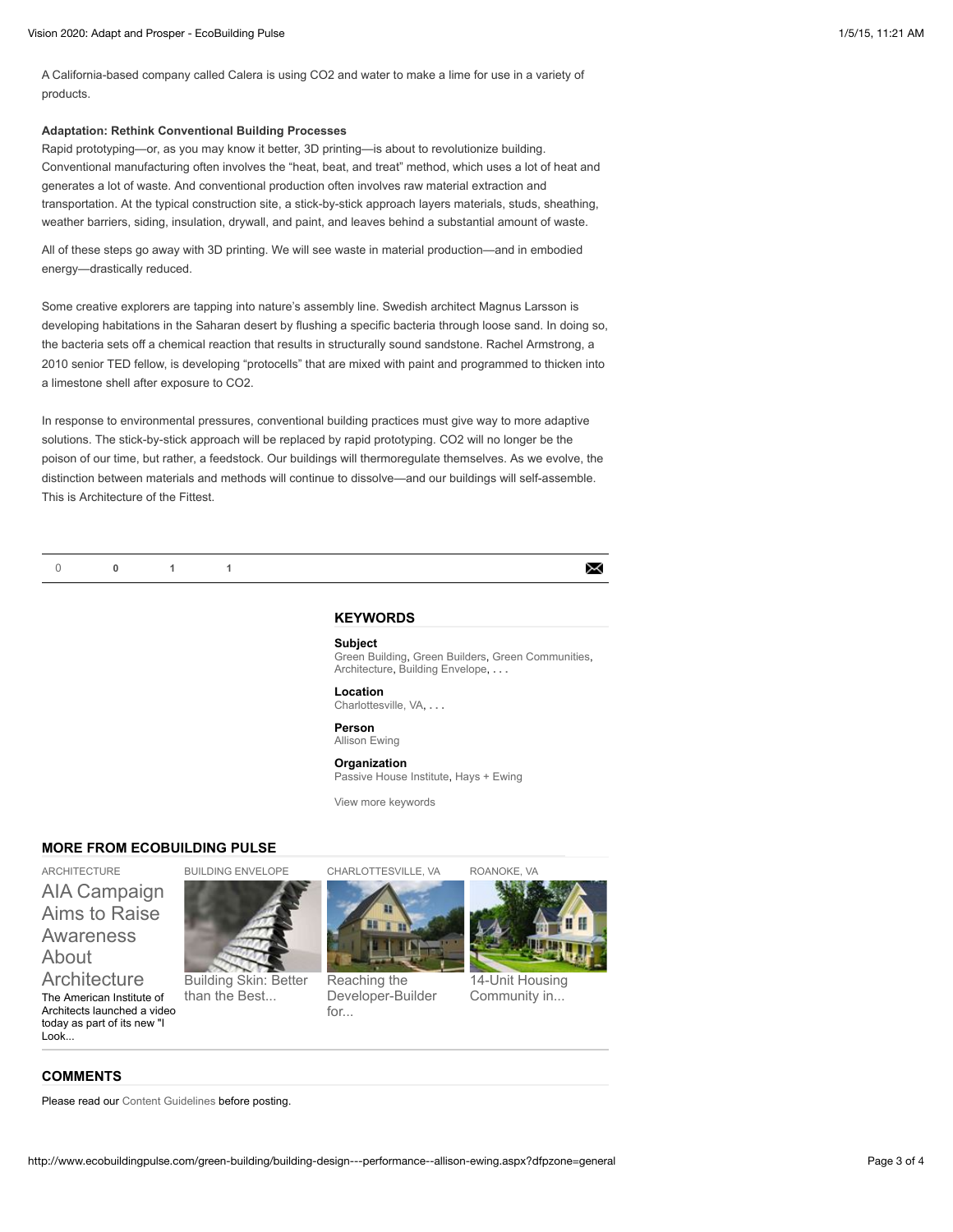A California-based company called Calera is using $CO_2$ and water to make a lime for use in a variety of products.

**Adaptation: Rethink Conventional Building Processes**

Rapid prototyping—or, as you may know it better, 3D printing—is about to revolutionize building. Conventional manufacturing often involves the "heat, beat, and treat" method, which uses a lot of heat and generates a lot of waste. And conventional production often involves raw material extraction and transportation. At the typical construction site, a stick-by-stick approach layers materials, studs, sheathing, weather barriers, siding, insulation, drywall, and paint, and leaves behind a substantial amount of waste.

All of these steps go away with 3D printing. We will see waste in material production—and in embodied energy—drastically reduced.

Some creative explorers are tapping into nature's assembly line. Swedish architect Magnus Larsson is developing habitations in the Saharan desert by flushing a specific bacteria through loose sand. In doing so, the bacteria sets off a chemical reaction that results in structurally sound sandstone. Rachel Armstrong, a 2010 senior TED fellow, is developing "protocells" that are mixed with paint and programmed to thicken into a limestone shell after exposure to $CO_2$.

In response to environmental pressures, conventional building practices must give way to more adaptive solutions. The stick-by-stick approach will be replaced by rapid prototyping. $CO_2$ will no longer be the poison of our time, but rather, a feedstock. Our buildings will thermoregulate themselves. As we evolve, the distinction between materials and methods will continue to dissolve—and our buildings will self-assemble. This is Architecture of the Fittest.

0 0 1 1

## KEYWORDS

**Subject**
Green Building, Green Builders, Green Communities, Architecture, Building Envelope, . . .

**Location**
Charlottesville, VA, . . .

**Person**
Allison Ewing

**Organization**
Passive House Institute, Hays + Ewing

View more keywords

## MORE FROM ECOBUILDING PULSE

ARCHITECTURE
AIA Campaign Aims to Raise Awareness About Architecture
The American Institute of Architects launched a video today as part of its new "I Look...

BUILDING ENVELOPE
Building Skin: Better than the Best...

CHARLOTTESVILLE, VA
Reaching the Developer-Builder for...

ROANOKE, VA
14-Unit Housing Community in...

## COMMENTS

Please read our Content Guidelines before posting.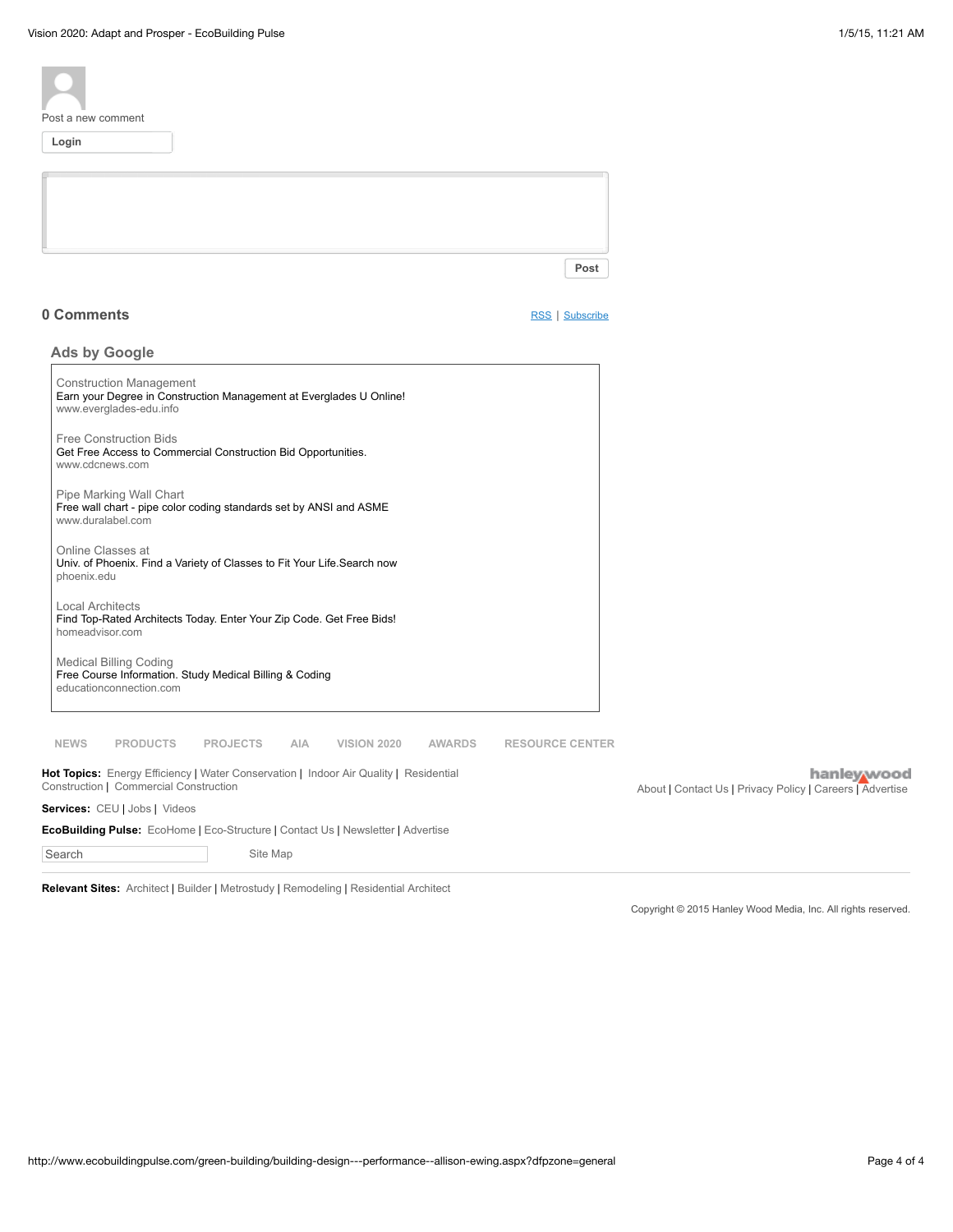Post a new comment

Login

Post

## 0 Comments

RSS | Subscribe

### Ads by Google

Construction Management
Earn your Degree in Construction Management at Everglades U Online!
www.everglades-edu.info

Free Construction Bids
Get Free Access to Commercial Construction Bid Opportunities.
www.cdcnews.com

Pipe Marking Wall Chart
Free wall chart - pipe color coding standards set by ANSI and ASME
www.duralabel.com

Online Classes at
Univ. of Phoenix. Find a Variety of Classes to Fit Your Life.Search now
phoenix.edu

Local Architects
Find Top-Rated Architects Today. Enter Your Zip Code. Get Free Bids!
homeadvisor.com

Medical Billing Coding
Free Course Information. Study Medical Billing & Coding
educationconnection.com

NEWS PRODUCTS PROJECTS AIA VISION 2020 AWARDS RESOURCE CENTER

**Hot Topics:** Energy Efficiency | Water Conservation | Indoor Air Quality | Residential Construction | Commercial Construction

**Services:** CEU | Jobs | Videos

**EcoBuilding Pulse:** EcoHome | Eco-Structure | Contact Us | Newsletter | Advertise

Search Site Map

hanley wood
About | Contact Us | Privacy Policy | Careers | Advertise

**Relevant Sites:** Architect | Builder | Metrostudy | Remodeling | Residential Architect

Copyright © 2015 Hanley Wood Media, Inc. All rights reserved.